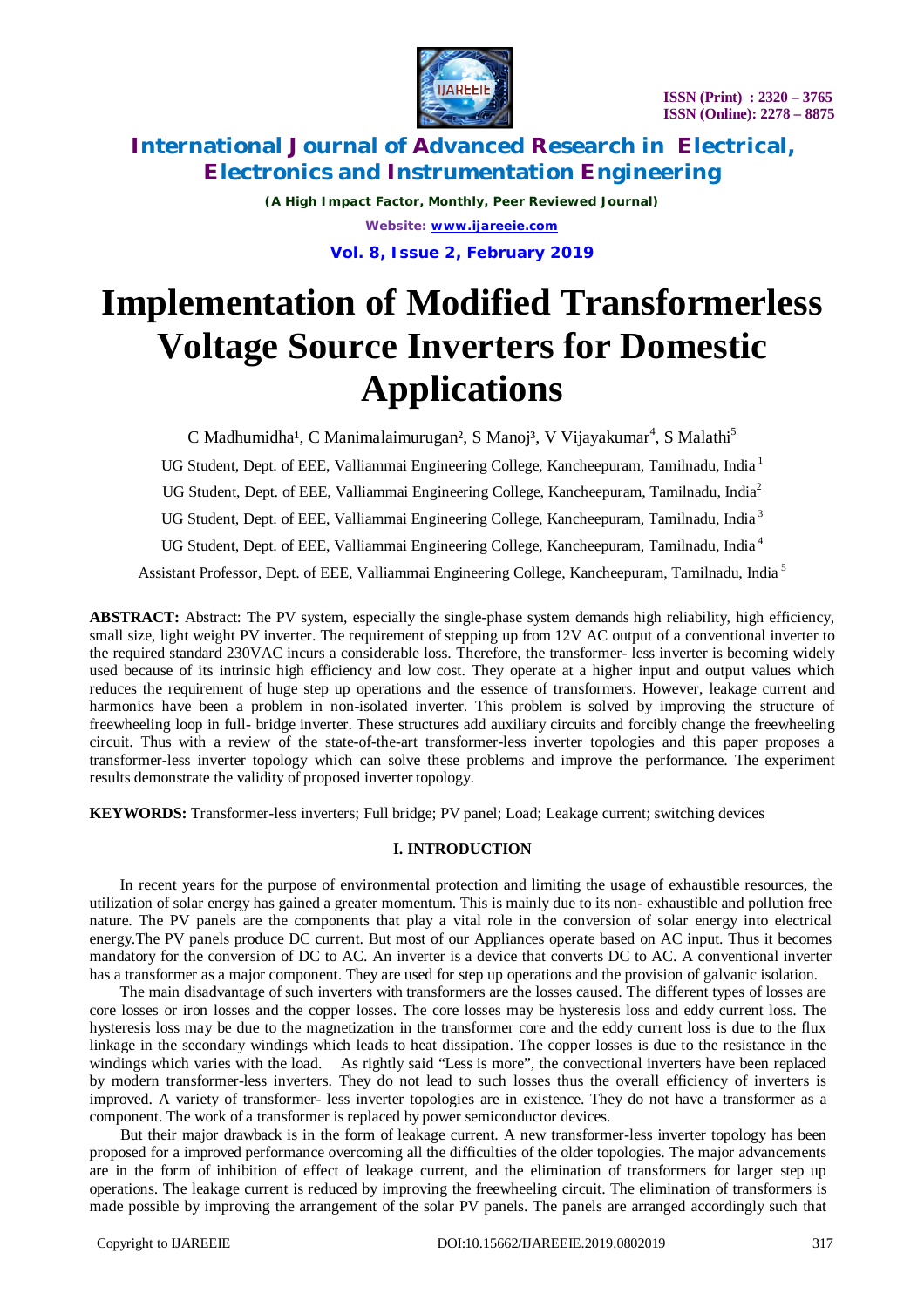# Implementation of Modified Transformerless Voltage Source Inverters for Domestic Applications

C Madhumidha[1], C Manimalaimurugan[2], S Manoj[3], V Vijayakumar[4], S Malathi[5]

UG Student, Dept. of EEE, Valliammai Engineering College, Kancheepuram, Tamilnadu, India [1]

UG Student, Dept. of EEE, Valliammai Engineering College, Kancheepuram, Tamilnadu, India[2]

UG Student, Dept. of EEE, Valliammai Engineering College, Kancheepuram, Tamilnadu, India [3]

UG Student, Dept. of EEE, Valliammai Engineering College, Kancheepuram, Tamilnadu, India [4]

Assistant Professor, Dept. of EEE, Valliammai Engineering College, Kancheepuram, Tamilnadu, India [5]

**ABSTRACT:** Abstract: The PV system, especially the single-phase system demands high reliability, high efficiency, small size, light weight PV inverter. The requirement of stepping up from 12V AC output of a conventional inverter to the required standard 230VAC incurs a considerable loss. Therefore, the transformer- less inverter is becoming widely used because of its intrinsic high efficiency and low cost. They operate at a higher input and output values which reduces the requirement of huge step up operations and the essence of transformers. However, leakage current and harmonics have been a problem in non-isolated inverter. This problem is solved by improving the structure of freewheeling loop in full- bridge inverter. These structures add auxiliary circuits and forcibly change the freewheeling circuit. Thus with a review of the state-of-the-art transformer-less inverter topologies and this paper proposes a transformer-less inverter topology which can solve these problems and improve the performance. The experiment results demonstrate the validity of proposed inverter topology.

**KEYWORDS:** Transformer-less inverters; Full bridge; PV panel; Load; Leakage current; switching devices

## I. INTRODUCTION

In recent years for the purpose of environmental protection and limiting the usage of exhaustible resources, the utilization of solar energy has gained a greater momentum. This is mainly due to its non- exhaustible and pollution free nature. The PV panels are the components that play a vital role in the conversion of solar energy into electrical energy.The PV panels produce DC current. But most of our Appliances operate based on AC input. Thus it becomes mandatory for the conversion of DC to AC. An inverter is a device that converts DC to AC. A conventional inverter has a transformer as a major component. They are used for step up operations and the provision of galvanic isolation.

The main disadvantage of such inverters with transformers are the losses caused. The different types of losses are core losses or iron losses and the copper losses. The core losses may be hysteresis loss and eddy current loss. The hysteresis loss may be due to the magnetization in the transformer core and the eddy current loss is due to the flux linkage in the secondary windings which leads to heat dissipation. The copper losses is due to the resistance in the windings which varies with the load. As rightly said "Less is more", the convectional inverters have been replaced by modern transformer-less inverters. They do not lead to such losses thus the overall efficiency of inverters is improved. A variety of transformer- less inverter topologies are in existence. They do not have a transformer as a component. The work of a transformer is replaced by power semiconductor devices.

But their major drawback is in the form of leakage current. A new transformer-less inverter topology has been proposed for a improved performance overcoming all the difficulties of the older topologies. The major advancements are in the form of inhibition of effect of leakage current, and the elimination of transformers for larger step up operations. The leakage current is reduced by improving the freewheeling circuit. The elimination of transformers is made possible by improving the arrangement of the solar PV panels. The panels are arranged accordingly such that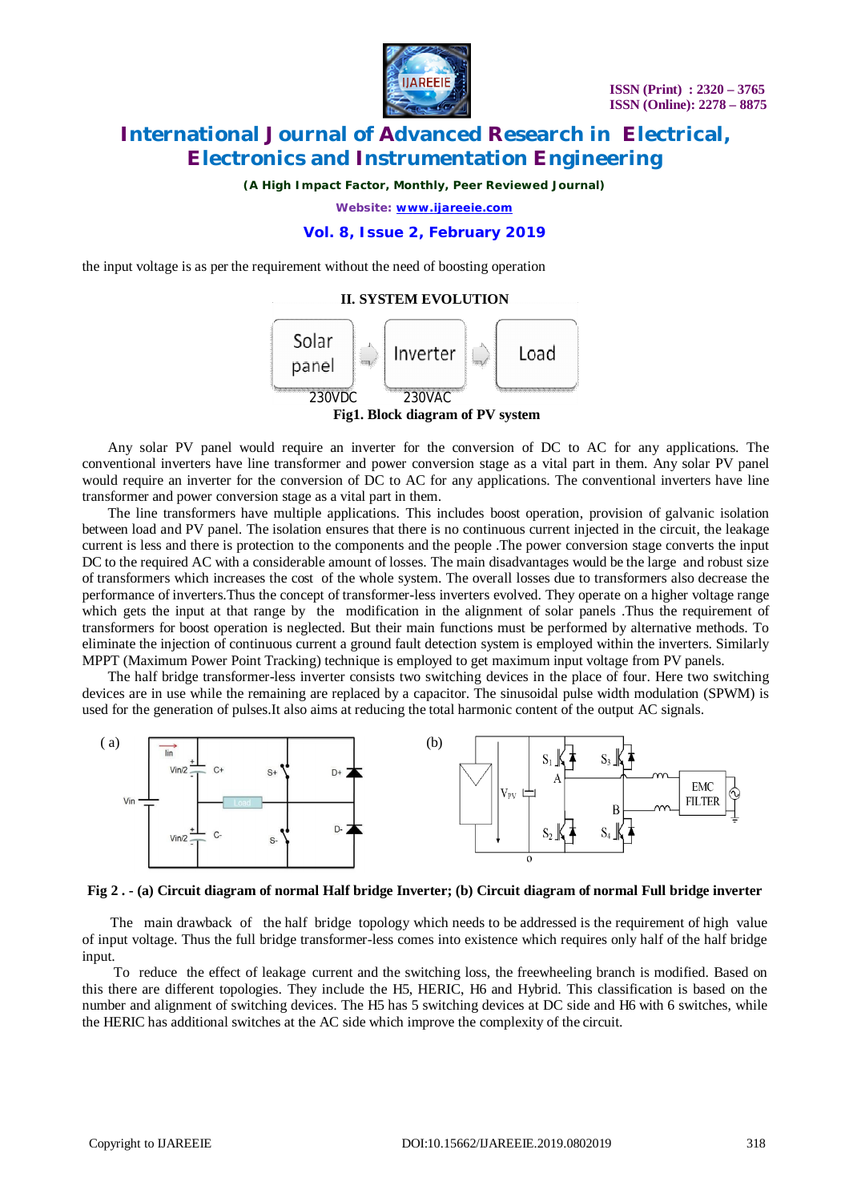the input voltage is as per the requirement without the need of boosting operation

## II. SYSTEM EVOLUTION

Solar panel → Inverter → Load

230VDC 230VAC

**Fig1. Block diagram of PV system**

Any solar PV panel would require an inverter for the conversion of DC to AC for any applications. The conventional inverters have line transformer and power conversion stage as a vital part in them. Any solar PV panel would require an inverter for the conversion of DC to AC for any applications. The conventional inverters have line transformer and power conversion stage as a vital part in them.

The line transformers have multiple applications. This includes boost operation, provision of galvanic isolation between load and PV panel. The isolation ensures that there is no continuous current injected in the circuit, the leakage current is less and there is protection to the components and the people .The power conversion stage converts the input DC to the required AC with a considerable amount of losses. The main disadvantages would be the large and robust size of transformers which increases the cost of the whole system. The overall losses due to transformers also decrease the performance of inverters.Thus the concept of transformer-less inverters evolved. They operate on a higher voltage range which gets the input at that range by the modification in the alignment of solar panels .Thus the requirement of transformers for boost operation is neglected. But their main functions must be performed by alternative methods. To eliminate the injection of continuous current a ground fault detection system is employed within the inverters. Similarly MPPT (Maximum Power Point Tracking) technique is employed to get maximum input voltage from PV panels.

The half bridge transformer-less inverter consists two switching devices in the place of four. Here two switching devices are in use while the remaining are replaced by a capacitor. The sinusoidal pulse width modulation (SPWM) is used for the generation of pulses.It also aims at reducing the total harmonic content of the output AC signals.

**Fig 2 . - (a) Circuit diagram of normal Half bridge Inverter; (b) Circuit diagram of normal Full bridge inverter**

The main drawback of the half bridge topology which needs to be addressed is the requirement of high value of input voltage. Thus the full bridge transformer-less comes into existence which requires only half of the half bridge input.

To reduce the effect of leakage current and the switching loss, the freewheeling branch is modified. Based on this there are different topologies. They include the H5, HERIC, H6 and Hybrid. This classification is based on the number and alignment of switching devices. The H5 has 5 switching devices at DC side and H6 with 6 switches, while the HERIC has additional switches at the AC side which improve the complexity of the circuit.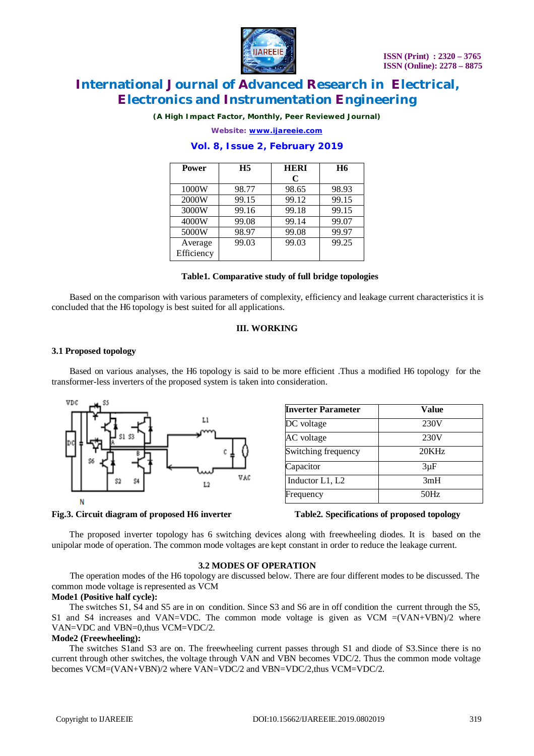| Power | H5 | HERIC | H6 |
|---|---|---|---|
| 1000W | 98.77 | 98.65 | 98.93 |
| 2000W | 99.15 | 99.12 | 99.15 |
| 3000W | 99.16 | 99.18 | 99.15 |
| 4000W | 99.08 | 99.14 | 99.07 |
| 5000W | 98.97 | 99.08 | 99.97 |
| Average Efficiency | 99.03 | 99.03 | 99.25 |

**Table1. Comparative study of full bridge topologies**

Based on the comparison with various parameters of complexity, efficiency and leakage current characteristics it is concluded that the H6 topology is best suited for all applications.

## III. WORKING

### 3.1 Proposed topology

Based on various analyses, the H6 topology is said to be more efficient .Thus a modified H6 topology for the transformer-less inverters of the proposed system is taken into consideration.

**Fig.3. Circuit diagram of proposed H6 inverter**

| Inverter Parameter | Value |
|---|---|
| DC voltage | 230V |
| AC voltage | 230V |
| Switching frequency | 20KHz |
| Capacitor | 3µF |
| Inductor L1, L2 | 3mH |
| Frequency | 50Hz |

**Table2. Specifications of proposed topology**

The proposed inverter topology has 6 switching devices along with freewheeling diodes. It is based on the unipolar mode of operation. The common mode voltages are kept constant in order to reduce the leakage current.

### 3.2 MODES OF OPERATION

The operation modes of the H6 topology are discussed below. There are four different modes to be discussed. The common mode voltage is represented as VCM

**Mode1 (Positive half cycle):**

The switches S1, S4 and S5 are in on condition. Since S3 and S6 are in off condition the current through the S5, S1 and S4 increases and VAN=VDC. The common mode voltage is given as VCM =(VAN+VBN)/2 where VAN=VDC and VBN=0,thus VCM=VDC/2.

**Mode2 (Freewheeling):**

The switches S1and S3 are on. The freewheeling current passes through S1 and diode of S3.Since there is no current through other switches, the voltage through VAN and VBN becomes VDC/2. Thus the common mode voltage becomes VCM=(VAN+VBN)/2 where VAN=VDC/2 and VBN=VDC/2,thus VCM=VDC/2.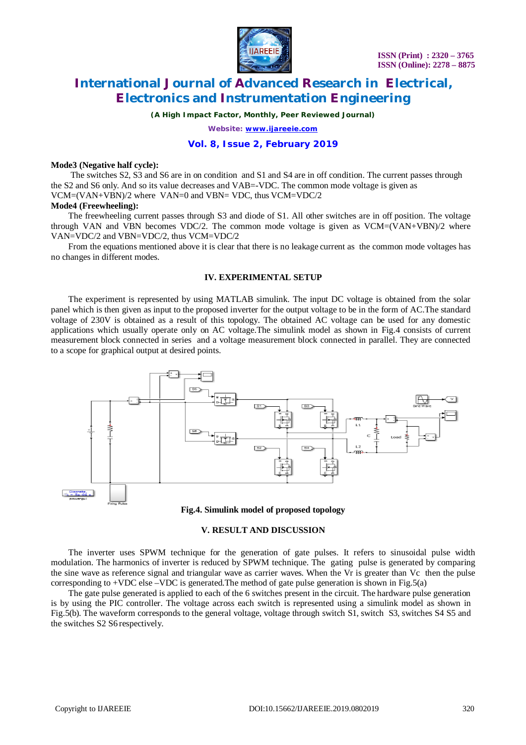**Mode3 (Negative half cycle):**

The switches S2, S3 and S6 are in on condition and S1 and S4 are in off condition. The current passes through the S2 and S6 only. And so its value decreases and VAB=-VDC. The common mode voltage is given as VCM=(VAN+VBN)/2 where VAN=0 and VBN= VDC, thus VCM=VDC/2

**Mode4 (Freewheeling):**

The freewheeling current passes through S3 and diode of S1. All other switches are in off position. The voltage through VAN and VBN becomes VDC/2. The common mode voltage is given as VCM=(VAN+VBN)/2 where VAN=VDC/2 and VBN=VDC/2, thus VCM=VDC/2

From the equations mentioned above it is clear that there is no leakage current as the common mode voltages has no changes in different modes.

## IV. EXPERIMENTAL SETUP

The experiment is represented by using MATLAB simulink. The input DC voltage is obtained from the solar panel which is then given as input to the proposed inverter for the output voltage to be in the form of AC.The standard voltage of 230V is obtained as a result of this topology. The obtained AC voltage can be used for any domestic applications which usually operate only on AC voltage.The simulink model as shown in Fig.4 consists of current measurement block connected in series and a voltage measurement block connected in parallel. They are connected to a scope for graphical output at desired points.

**Fig.4. Simulink model of proposed topology**

## V. RESULT AND DISCUSSION

The inverter uses SPWM technique for the generation of gate pulses. It refers to sinusoidal pulse width modulation. The harmonics of inverter is reduced by SPWM technique. The gating pulse is generated by comparing the sine wave as reference signal and triangular wave as carrier waves. When the Vr is greater than Vc then the pulse corresponding to +VDC else –VDC is generated.The method of gate pulse generation is shown in Fig.5(a)

The gate pulse generated is applied to each of the 6 switches present in the circuit. The hardware pulse generation is by using the PIC controller. The voltage across each switch is represented using a simulink model as shown in Fig.5(b). The waveform corresponds to the general voltage, voltage through switch S1, switch S3, switches S4 S5 and the switches S2 S6 respectively.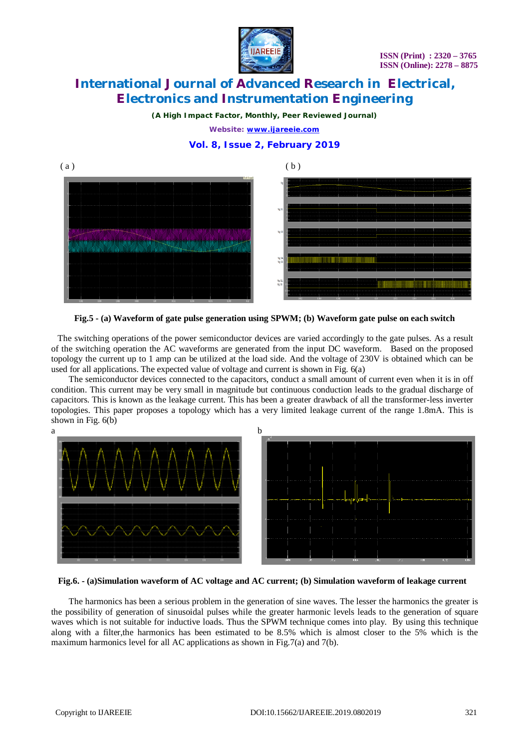( a ) ( b )

**Fig.5 - (a) Waveform of gate pulse generation using SPWM; (b) Waveform gate pulse on each switch**

The switching operations of the power semiconductor devices are varied accordingly to the gate pulses. As a result of the switching operation the AC waveforms are generated from the input DC waveform. Based on the proposed topology the current up to 1 amp can be utilized at the load side. And the voltage of 230V is obtained which can be used for all applications. The expected value of voltage and current is shown in Fig. 6(a)

The semiconductor devices connected to the capacitors, conduct a small amount of current even when it is in off condition. This current may be very small in magnitude but continuous conduction leads to the gradual discharge of capacitors. This is known as the leakage current. This has been a greater drawback of all the transformer-less inverter topologies. This paper proposes a topology which has a very limited leakage current of the range 1.8mA. This is shown in Fig. 6(b)

a b

**Fig.6. - (a)Simulation waveform of AC voltage and AC current; (b) Simulation waveform of leakage current**

The harmonics has been a serious problem in the generation of sine waves. The lesser the harmonics the greater is the possibility of generation of sinusoidal pulses while the greater harmonic levels leads to the generation of square waves which is not suitable for inductive loads. Thus the SPWM technique comes into play. By using this technique along with a filter,the harmonics has been estimated to be 8.5% which is almost closer to the 5% which is the maximum harmonics level for all AC applications as shown in Fig.7(a) and 7(b).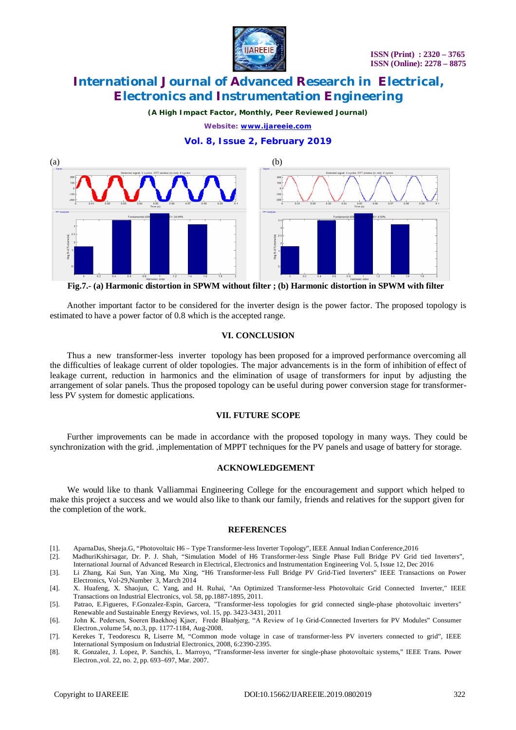(a) (b)

**Fig.7.- (a) Harmonic distortion in SPWM without filter ; (b) Harmonic distortion in SPWM with filter**

Another important factor to be considered for the inverter design is the power factor. The proposed topology is estimated to have a power factor of 0.8 which is the accepted range.

## VI. CONCLUSION

Thus a new transformer-less inverter topology has been proposed for a improved performance overcoming all the difficulties of leakage current of older topologies. The major advancements is in the form of inhibition of effect of leakage current, reduction in harmonics and the elimination of usage of transformers for input by adjusting the arrangement of solar panels. Thus the proposed topology can be useful during power conversion stage for transformer-less PV system for domestic applications.

## VII. FUTURE SCOPE

Further improvements can be made in accordance with the proposed topology in many ways. They could be synchronization with the grid. ,implementation of MPPT techniques for the PV panels and usage of battery for storage.

## ACKNOWLEDGEMENT

We would like to thank Valliammai Engineering College for the encouragement and support which helped to make this project a success and we would also like to thank our family, friends and relatives for the support given for the completion of the work.

## REFERENCES

[1]. AparnaDas, Sheeja.G, "Photovoltaic H6 – Type Transformer-less Inverter Topology", IEEE Annual Indian Conference,2016

[2]. MadhuriKshirsagar, Dr. P. J. Shah, "Simulation Model of H6 Transformer-less Single Phase Full Bridge PV Grid tied Inverters", International Journal of Advanced Research in Electrical, Electronics and Instrumentation Engineering Vol. 5, Issue 12, Dec 2016

[3]. Li Zhang, Kai Sun, Yan Xing, Mu Xing, "H6 Transformer-less Full Bridge PV Grid-Tied Inverters" IEEE Transactions on Power Electronics, Vol-29,Number 3, March 2014

[4]. X. Huafeng, X. Shaojun, C. Yang, and H. Ruhai, "An Optimized Transformer-less Photovoltaic Grid Connected Inverter," IEEE Transactions on Industrial Electronics, vol. 58, pp.1887-1895, 2011.

[5]. Patrao, E.Figueres, F.Gonzalez-Espin, Garcera, "Transformer-less topologies for grid connected single-phase photovoltaic inverters" Renewable and Sustainable Energy Reviews, vol. 15, pp. 3423-3431, 2011

[6]. John K. Pedersen, Soeren Baekhoej Kjaer, Frede Blaabjerg, "A Review of 1φ Grid-Connected Inverters for PV Modules" Consumer Electron.,volume 54, no.3, pp. 1177-1184, Aug-2008.

[7]. Kerekes T, Teodorescu R, Liserre M, "Common mode voltage in case of transformer-less PV inverters connected to grid", IEEE International Symposium on Industrial Electronics, 2008, 6:2390-2395.

[8]. R. Gonzalez, J. Lopez, P. Sanchis, L. Marroyo, "Transformer-less inverter for single-phase photovoltaic systems," IEEE Trans. Power Electron.,vol. 22, no. 2, pp. 693–697, Mar. 2007.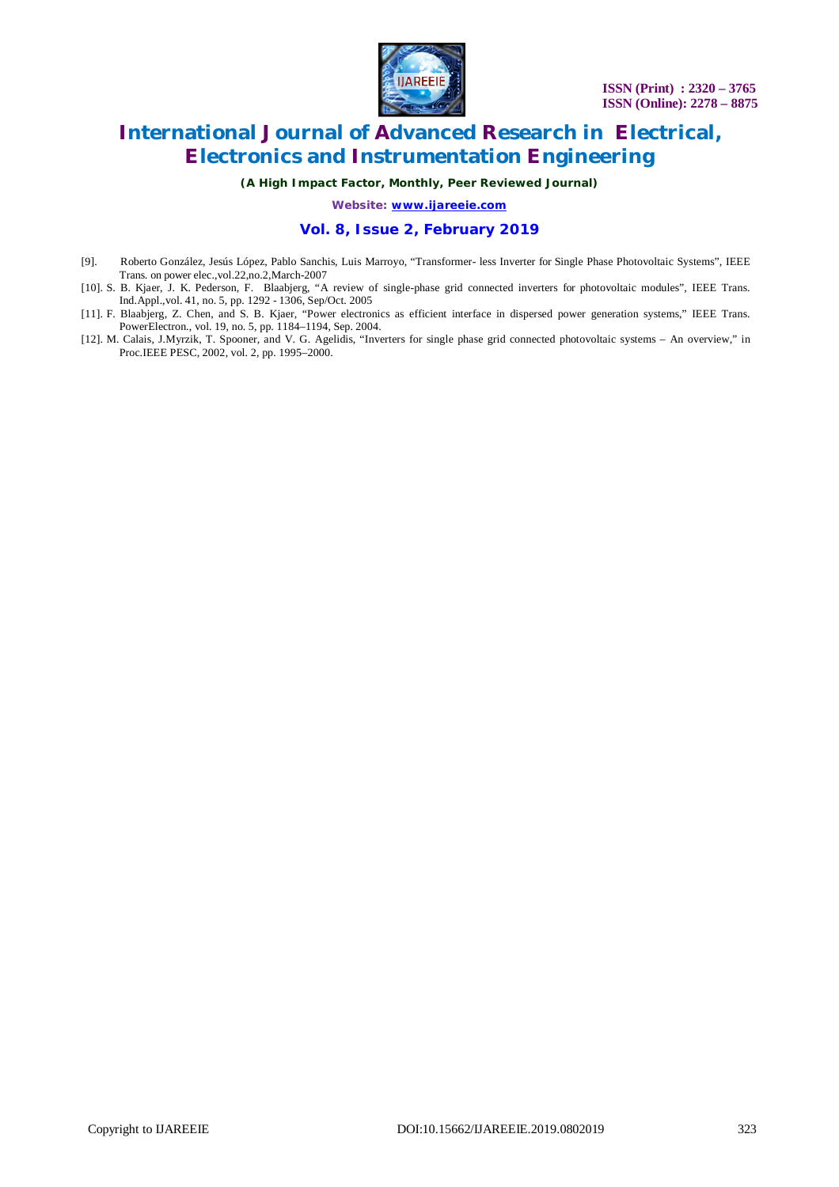[9]. Roberto González, Jesús López, Pablo Sanchis, Luis Marroyo, "Transformer- less Inverter for Single Phase Photovoltaic Systems", IEEE Trans. on power elec.,vol.22,no.2,March-2007

[10]. S. B. Kjaer, J. K. Pederson, F. Blaabjerg, "A review of single-phase grid connected inverters for photovoltaic modules", IEEE Trans. Ind.Appl.,vol. 41, no. 5, pp. 1292 - 1306, Sep/Oct. 2005

[11]. F. Blaabjerg, Z. Chen, and S. B. Kjaer, "Power electronics as efficient interface in dispersed power generation systems," IEEE Trans. PowerElectron., vol. 19, no. 5, pp. 1184–1194, Sep. 2004.

[12]. M. Calais, J.Myrzik, T. Spooner, and V. G. Agelidis, "Inverters for single phase grid connected photovoltaic systems – An overview," in Proc.IEEE PESC, 2002, vol. 2, pp. 1995–2000.